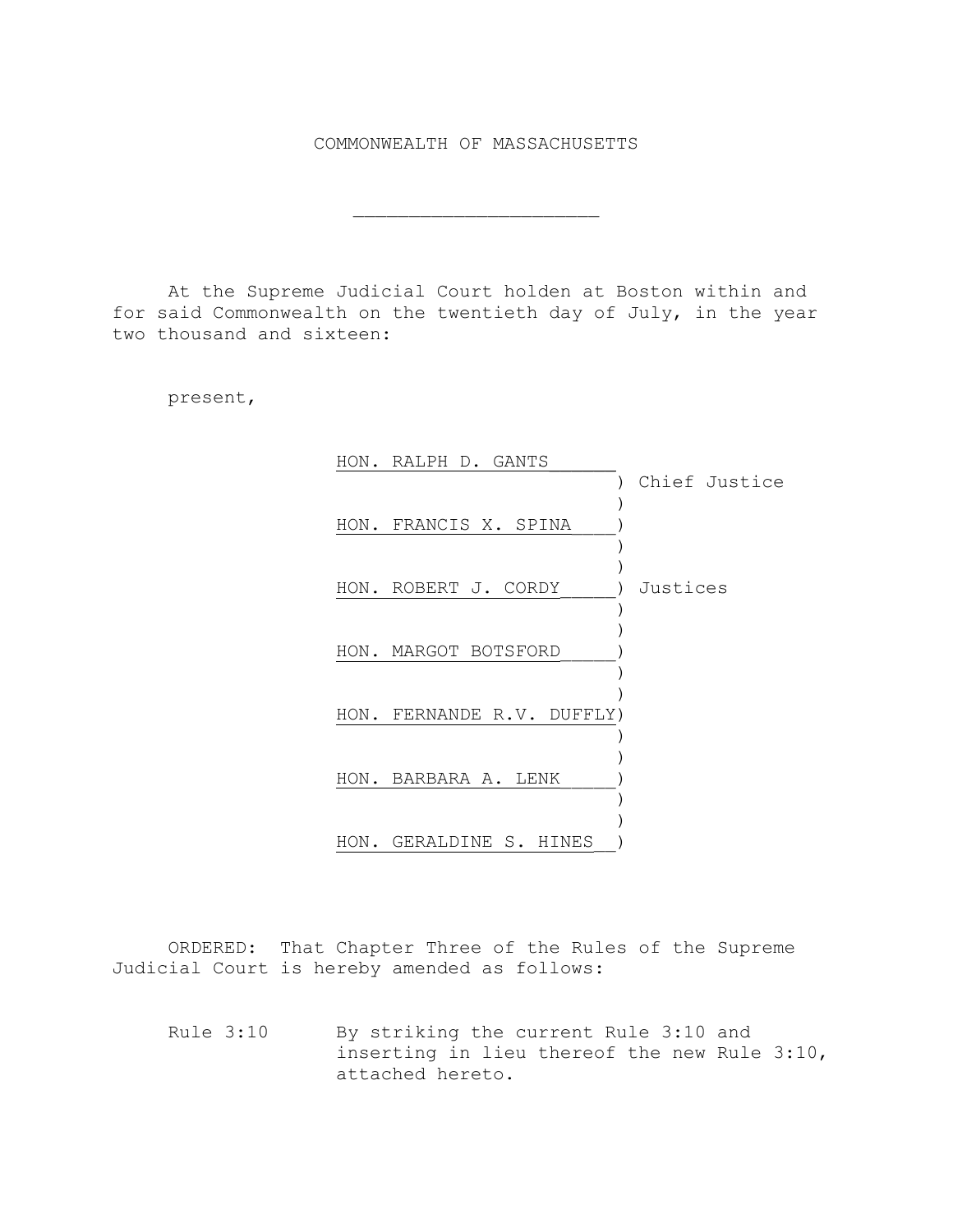COMMONWEALTH OF MASSACHUSETTS

---

At the Supreme Judicial Court holden at Boston within and for said Commonwealth on the twentieth day of July, in the year two thousand and sixteen:

present,

HON. RALPH D. GANTS, Chief Justice

HON. FRANCIS X. SPINA
HON. ROBERT J. CORDY
HON. MARGOT BOTSFORD
HON. FERNANDE R.V. DUFFLY
HON. BARBARA A. LENK
HON. GERALDINE S. HINES

Justices

ORDERED: That Chapter Three of the Rules of the Supreme Judicial Court is hereby amended as follows:

Rule 3:10 By striking the current Rule 3:10 and inserting in lieu thereof the new Rule 3:10, attached hereto.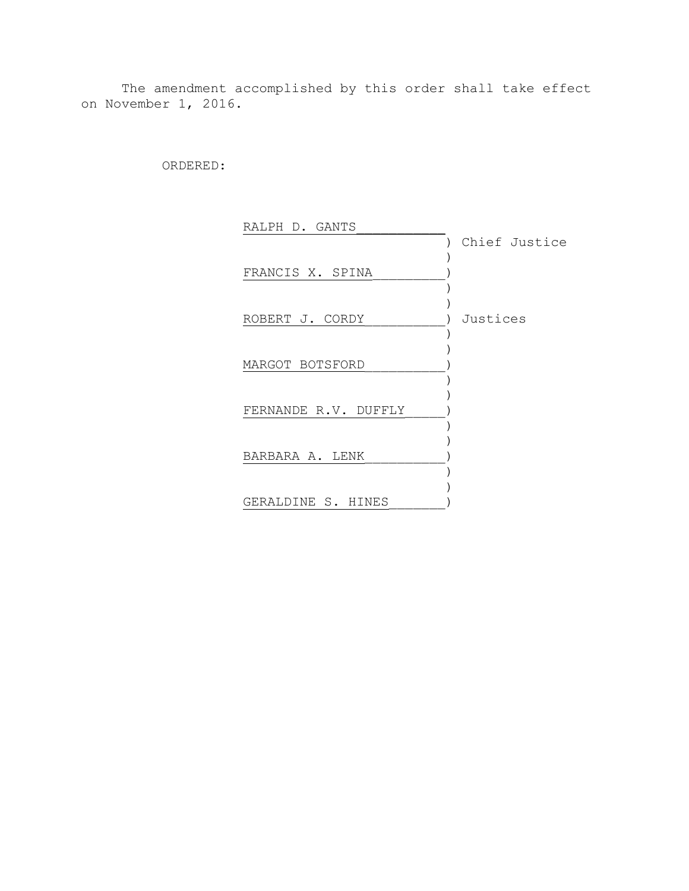The amendment accomplished by this order shall take effect on November 1, 2016.

ORDERED:

| | |
|---|---|
| RALPH D. GANTS | Chief Justice |
| FRANCIS X. SPINA | Justices |
| ROBERT J. CORDY | |
| MARGOT BOTSFORD | |
| FERNANDE R.V. DUFFLY | |
| BARBARA A. LENK | |
| GERALDINE S. HINES | |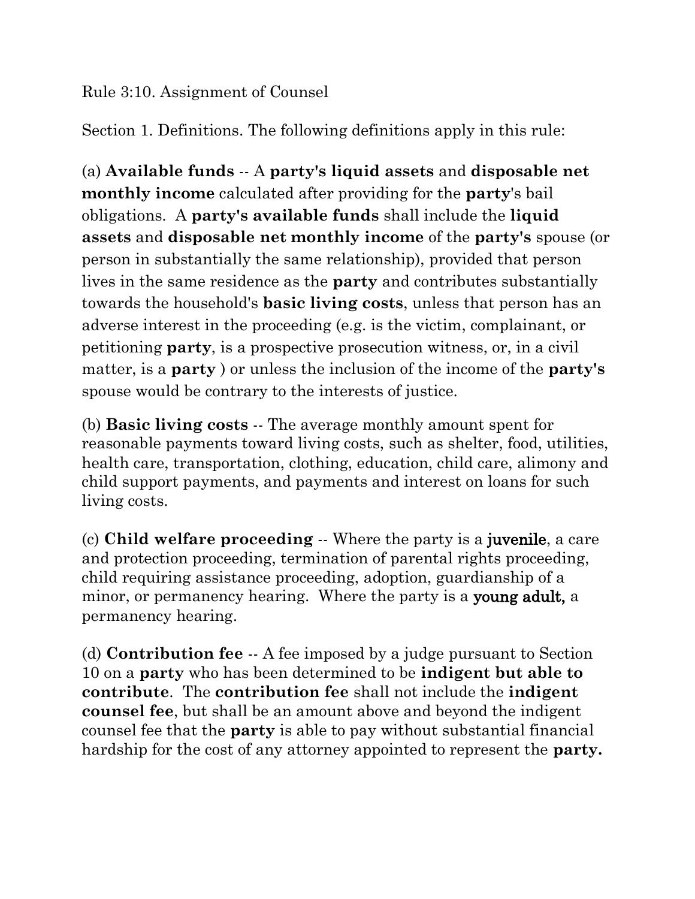Rule 3:10. Assignment of Counsel

Section 1. Definitions. The following definitions apply in this rule:

(a) **Available funds** -- A **party's liquid assets** and **disposable net monthly income** calculated after providing for the **party**'s bail obligations. A **party's available funds** shall include the **liquid assets** and **disposable net monthly income** of the **party's** spouse (or person in substantially the same relationship), provided that person lives in the same residence as the **party** and contributes substantially towards the household's **basic living costs**, unless that person has an adverse interest in the proceeding (e.g. is the victim, complainant, or petitioning **party**, is a prospective prosecution witness, or, in a civil matter, is a **party** ) or unless the inclusion of the income of the **party's** spouse would be contrary to the interests of justice.

(b) **Basic living costs** -- The average monthly amount spent for reasonable payments toward living costs, such as shelter, food, utilities, health care, transportation, clothing, education, child care, alimony and child support payments, and payments and interest on loans for such living costs.

(c) **Child welfare proceeding** -- Where the party is a **juvenile**, a care and protection proceeding, termination of parental rights proceeding, child requiring assistance proceeding, adoption, guardianship of a minor, or permanency hearing. Where the party is a **young adult,** a permanency hearing.

(d) **Contribution fee** -- A fee imposed by a judge pursuant to Section 10 on a **party** who has been determined to be **indigent but able to contribute**. The **contribution fee** shall not include the **indigent counsel fee**, but shall be an amount above and beyond the indigent counsel fee that the **party** is able to pay without substantial financial hardship for the cost of any attorney appointed to represent the **party.**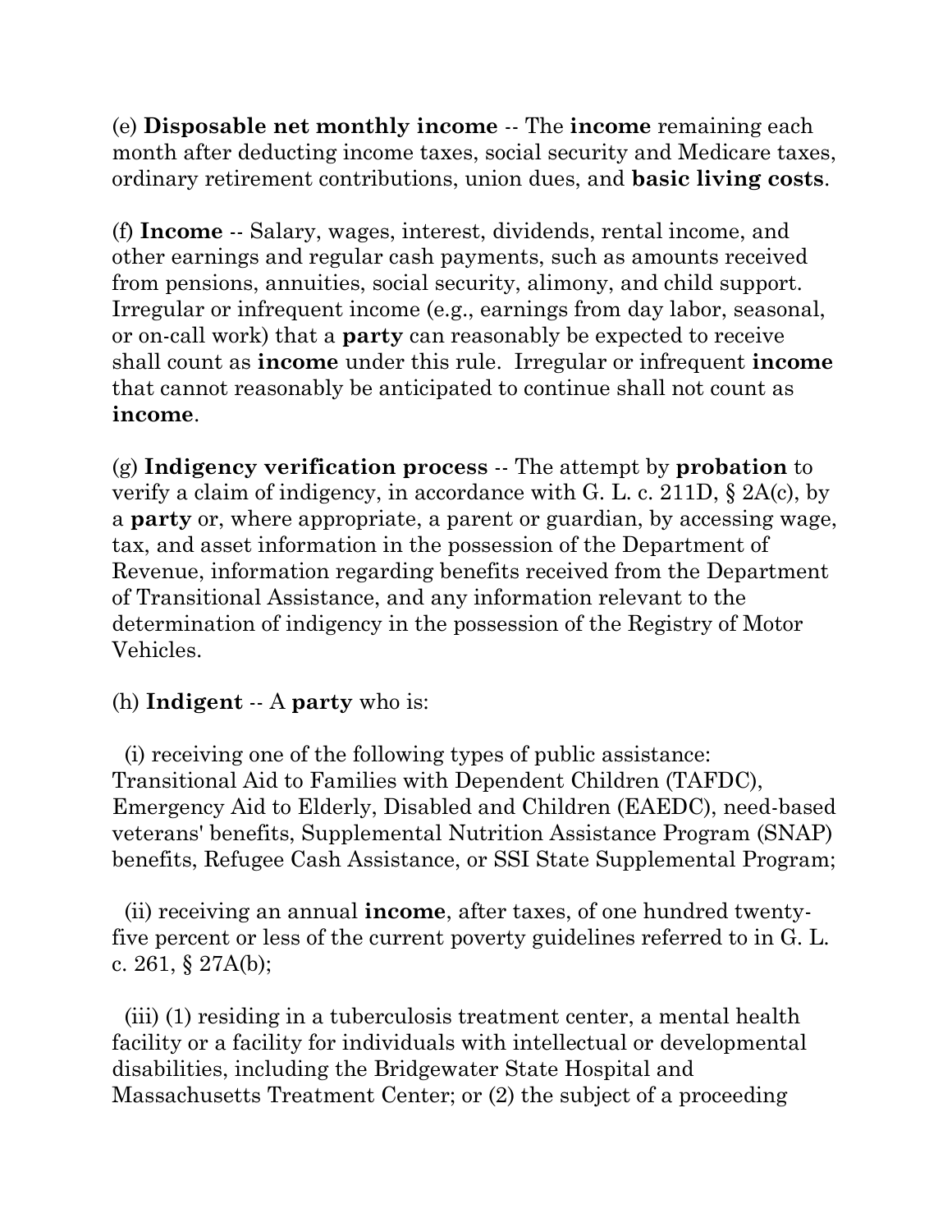(e) **Disposable net monthly income** -- The **income** remaining each month after deducting income taxes, social security and Medicare taxes, ordinary retirement contributions, union dues, and **basic living costs**.

(f) **Income** -- Salary, wages, interest, dividends, rental income, and other earnings and regular cash payments, such as amounts received from pensions, annuities, social security, alimony, and child support. Irregular or infrequent income (e.g., earnings from day labor, seasonal, or on-call work) that a **party** can reasonably be expected to receive shall count as **income** under this rule. Irregular or infrequent **income** that cannot reasonably be anticipated to continue shall not count as **income**.

(g) **Indigency verification process** -- The attempt by **probation** to verify a claim of indigency, in accordance with G. L. c. 211D, § 2A(c), by a **party** or, where appropriate, a parent or guardian, by accessing wage, tax, and asset information in the possession of the Department of Revenue, information regarding benefits received from the Department of Transitional Assistance, and any information relevant to the determination of indigency in the possession of the Registry of Motor Vehicles.

(h) **Indigent** -- A **party** who is:

(i) receiving one of the following types of public assistance: Transitional Aid to Families with Dependent Children (TAFDC), Emergency Aid to Elderly, Disabled and Children (EAEDC), need-based veterans' benefits, Supplemental Nutrition Assistance Program (SNAP) benefits, Refugee Cash Assistance, or SSI State Supplemental Program;

(ii) receiving an annual **income**, after taxes, of one hundred twenty-five percent or less of the current poverty guidelines referred to in G. L. c. 261, § 27A(b);

(iii) (1) residing in a tuberculosis treatment center, a mental health facility or a facility for individuals with intellectual or developmental disabilities, including the Bridgewater State Hospital and Massachusetts Treatment Center; or (2) the subject of a proceeding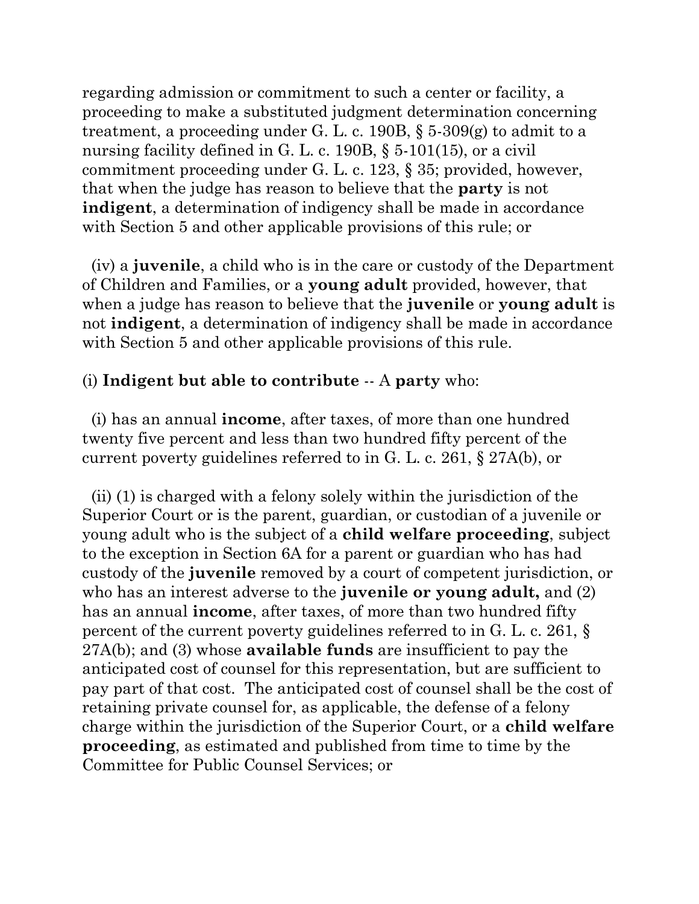regarding admission or commitment to such a center or facility, a proceeding to make a substituted judgment determination concerning treatment, a proceeding under G. L. c. 190B, § 5-309(g) to admit to a nursing facility defined in G. L. c. 190B, § 5-101(15), or a civil commitment proceeding under G. L. c. 123, § 35; provided, however, that when the judge has reason to believe that the **party** is not **indigent**, a determination of indigency shall be made in accordance with Section 5 and other applicable provisions of this rule; or

(iv) a **juvenile**, a child who is in the care or custody of the Department of Children and Families, or a **young adult** provided, however, that when a judge has reason to believe that the **juvenile** or **young adult** is not **indigent**, a determination of indigency shall be made in accordance with Section 5 and other applicable provisions of this rule.

(i) **Indigent but able to contribute** -- A **party** who:

(i) has an annual **income**, after taxes, of more than one hundred twenty five percent and less than two hundred fifty percent of the current poverty guidelines referred to in G. L. c. 261, § 27A(b), or

(ii) (1) is charged with a felony solely within the jurisdiction of the Superior Court or is the parent, guardian, or custodian of a juvenile or young adult who is the subject of a **child welfare proceeding**, subject to the exception in Section 6A for a parent or guardian who has had custody of the **juvenile** removed by a court of competent jurisdiction, or who has an interest adverse to the **juvenile or young adult,** and (2) has an annual **income**, after taxes, of more than two hundred fifty percent of the current poverty guidelines referred to in G. L. c. 261, § 27A(b); and (3) whose **available funds** are insufficient to pay the anticipated cost of counsel for this representation, but are sufficient to pay part of that cost. The anticipated cost of counsel shall be the cost of retaining private counsel for, as applicable, the defense of a felony charge within the jurisdiction of the Superior Court, or a **child welfare proceeding**, as estimated and published from time to time by the Committee for Public Counsel Services; or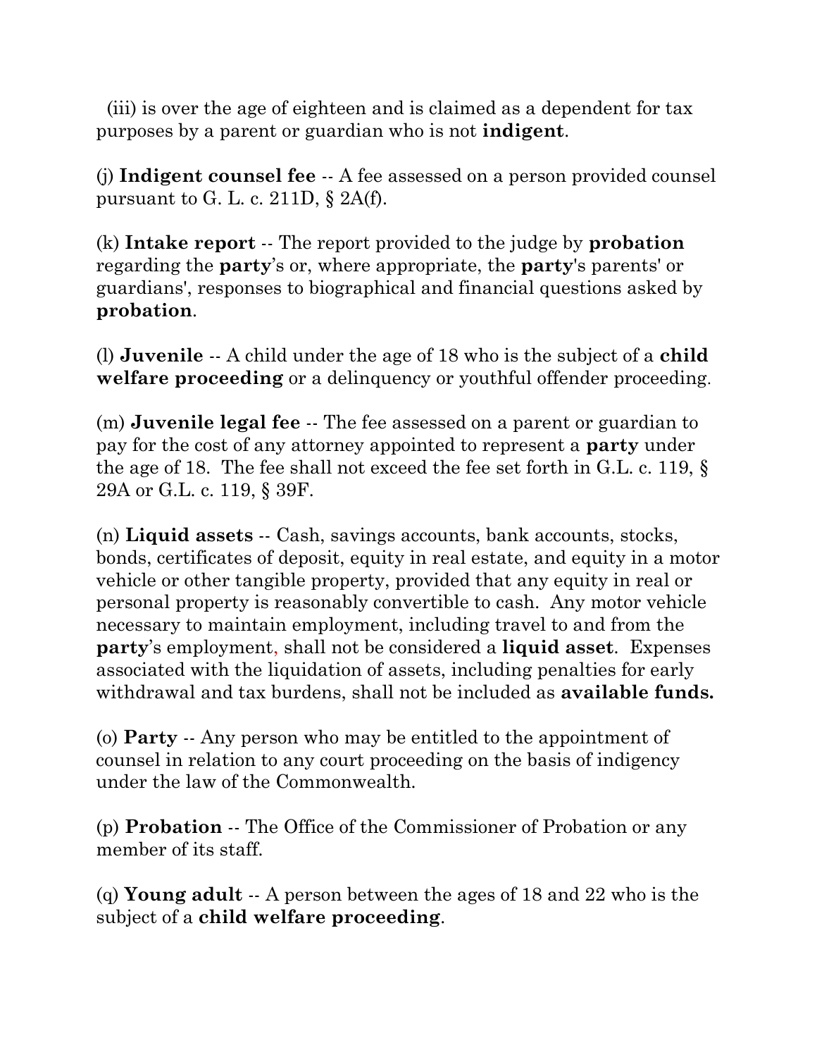(iii) is over the age of eighteen and is claimed as a dependent for tax purposes by a parent or guardian who is not **indigent**.

(j) **Indigent counsel fee** -- A fee assessed on a person provided counsel pursuant to G. L. c. 211D, § 2A(f).

(k) **Intake report** -- The report provided to the judge by **probation** regarding the **party**'s or, where appropriate, the **party**'s parents' or guardians', responses to biographical and financial questions asked by **probation**.

(l) **Juvenile** -- A child under the age of 18 who is the subject of a **child welfare proceeding** or a delinquency or youthful offender proceeding.

(m) **Juvenile legal fee** -- The fee assessed on a parent or guardian to pay for the cost of any attorney appointed to represent a **party** under the age of 18. The fee shall not exceed the fee set forth in G.L. c. 119, § 29A or G.L. c. 119, § 39F.

(n) **Liquid assets** -- Cash, savings accounts, bank accounts, stocks, bonds, certificates of deposit, equity in real estate, and equity in a motor vehicle or other tangible property, provided that any equity in real or personal property is reasonably convertible to cash. Any motor vehicle necessary to maintain employment, including travel to and from the **party**'s employment, shall not be considered a **liquid asset**. Expenses associated with the liquidation of assets, including penalties for early withdrawal and tax burdens, shall not be included as **available funds.**

(o) **Party** -- Any person who may be entitled to the appointment of counsel in relation to any court proceeding on the basis of indigency under the law of the Commonwealth.

(p) **Probation** -- The Office of the Commissioner of Probation or any member of its staff.

(q) **Young adult** -- A person between the ages of 18 and 22 who is the subject of a **child welfare proceeding**.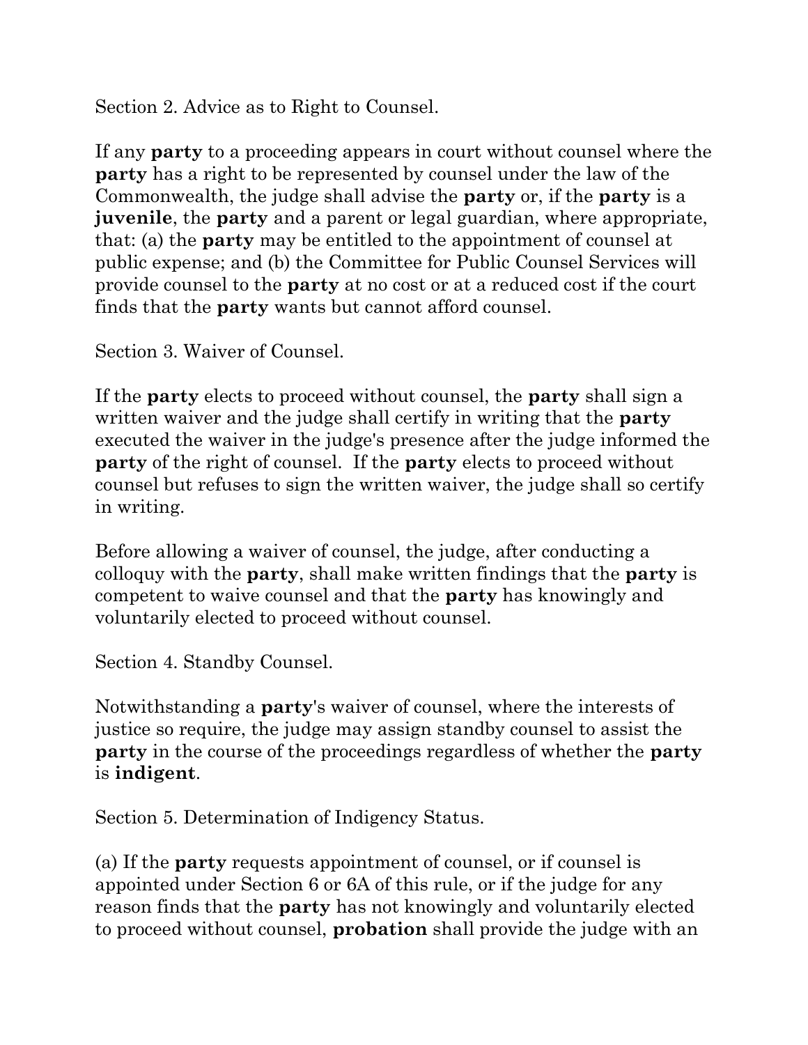Section 2. Advice as to Right to Counsel.

If any **party** to a proceeding appears in court without counsel where the **party** has a right to be represented by counsel under the law of the Commonwealth, the judge shall advise the **party** or, if the **party** is a **juvenile**, the **party** and a parent or legal guardian, where appropriate, that: (a) the **party** may be entitled to the appointment of counsel at public expense; and (b) the Committee for Public Counsel Services will provide counsel to the **party** at no cost or at a reduced cost if the court finds that the **party** wants but cannot afford counsel.

Section 3. Waiver of Counsel.

If the **party** elects to proceed without counsel, the **party** shall sign a written waiver and the judge shall certify in writing that the **party** executed the waiver in the judge's presence after the judge informed the **party** of the right of counsel. If the **party** elects to proceed without counsel but refuses to sign the written waiver, the judge shall so certify in writing.

Before allowing a waiver of counsel, the judge, after conducting a colloquy with the **party**, shall make written findings that the **party** is competent to waive counsel and that the **party** has knowingly and voluntarily elected to proceed without counsel.

Section 4. Standby Counsel.

Notwithstanding a **party**'s waiver of counsel, where the interests of justice so require, the judge may assign standby counsel to assist the **party** in the course of the proceedings regardless of whether the **party** is **indigent**.

Section 5. Determination of Indigency Status.

(a) If the **party** requests appointment of counsel, or if counsel is appointed under Section 6 or 6A of this rule, or if the judge for any reason finds that the **party** has not knowingly and voluntarily elected to proceed without counsel, **probation** shall provide the judge with an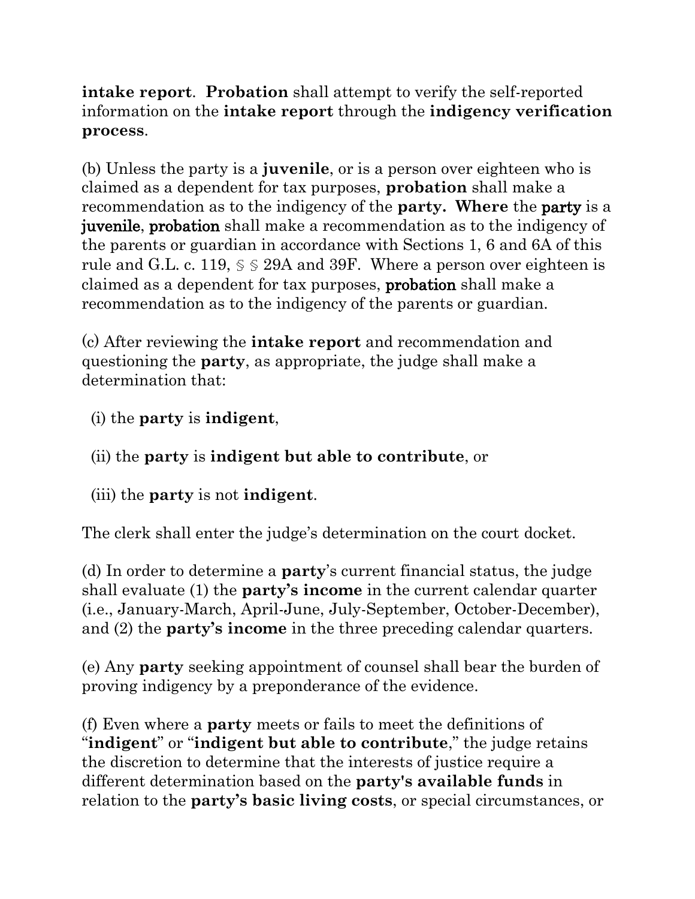**intake report**. **Probation** shall attempt to verify the self-reported information on the **intake report** through the **indigency verification process**.

(b) Unless the party is a **juvenile**, or is a person over eighteen who is claimed as a dependent for tax purposes, **probation** shall make a recommendation as to the indigency of the **party. Where** the **party** is a **juvenile**, **probation** shall make a recommendation as to the indigency of the parents or guardian in accordance with Sections 1, 6 and 6A of this rule and G.L. c. 119, § § 29A and 39F. Where a person over eighteen is claimed as a dependent for tax purposes, **probation** shall make a recommendation as to the indigency of the parents or guardian.

(c) After reviewing the **intake report** and recommendation and questioning the **party**, as appropriate, the judge shall make a determination that:

(i) the **party** is **indigent**,

(ii) the **party** is **indigent but able to contribute**, or

(iii) the **party** is not **indigent**.

The clerk shall enter the judge's determination on the court docket.

(d) In order to determine a **party**'s current financial status, the judge shall evaluate (1) the **party's income** in the current calendar quarter (i.e., January-March, April-June, July-September, October-December), and (2) the **party's income** in the three preceding calendar quarters.

(e) Any **party** seeking appointment of counsel shall bear the burden of proving indigency by a preponderance of the evidence.

(f) Even where a **party** meets or fails to meet the definitions of "**indigent**" or "**indigent but able to contribute**," the judge retains the discretion to determine that the interests of justice require a different determination based on the **party's available funds** in relation to the **party's basic living costs**, or special circumstances, or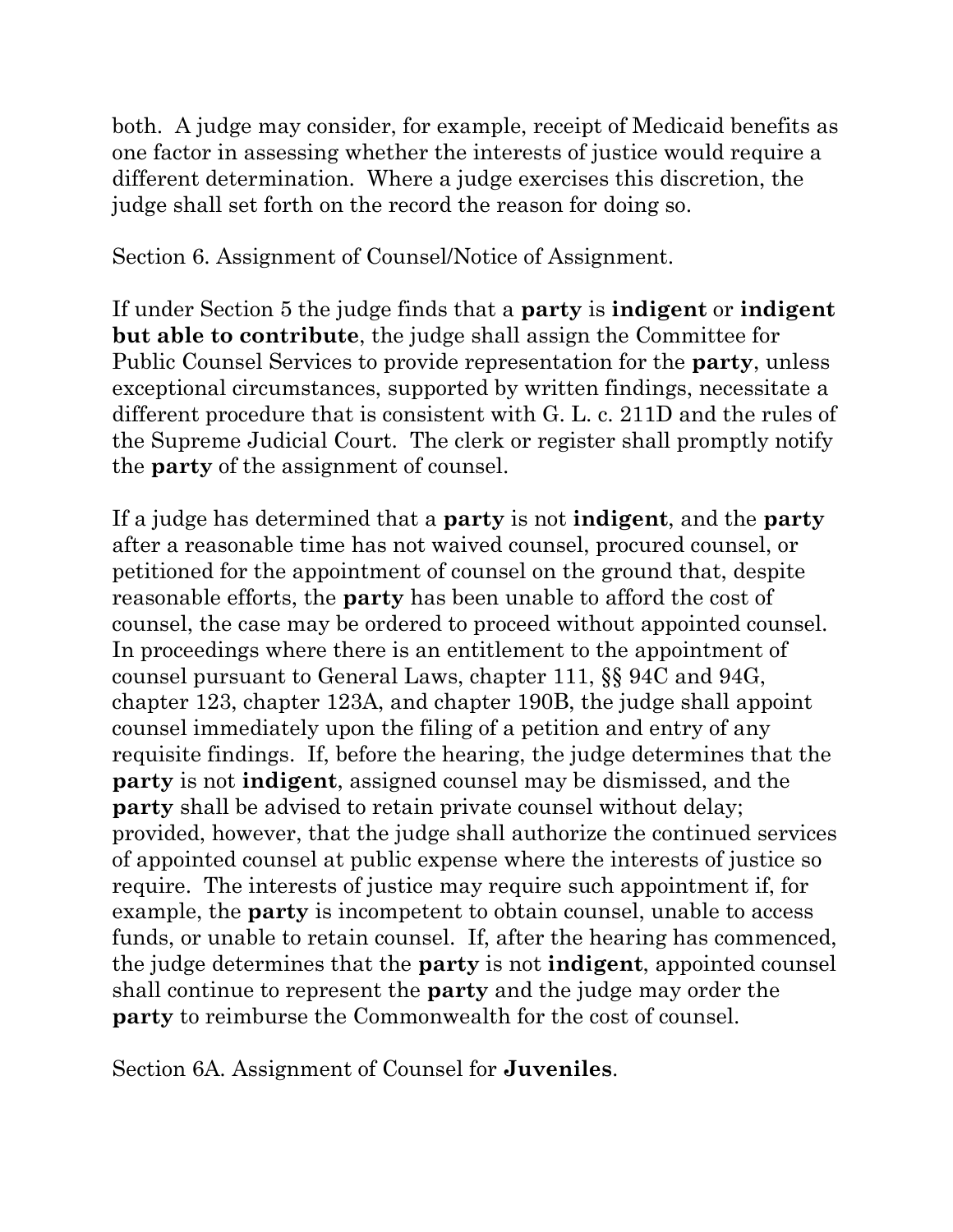both. A judge may consider, for example, receipt of Medicaid benefits as one factor in assessing whether the interests of justice would require a different determination. Where a judge exercises this discretion, the judge shall set forth on the record the reason for doing so.

Section 6. Assignment of Counsel/Notice of Assignment.

If under Section 5 the judge finds that a **party** is **indigent** or **indigent but able to contribute**, the judge shall assign the Committee for Public Counsel Services to provide representation for the **party**, unless exceptional circumstances, supported by written findings, necessitate a different procedure that is consistent with G. L. c. 211D and the rules of the Supreme Judicial Court. The clerk or register shall promptly notify the **party** of the assignment of counsel.

If a judge has determined that a **party** is not **indigent**, and the **party** after a reasonable time has not waived counsel, procured counsel, or petitioned for the appointment of counsel on the ground that, despite reasonable efforts, the **party** has been unable to afford the cost of counsel, the case may be ordered to proceed without appointed counsel. In proceedings where there is an entitlement to the appointment of counsel pursuant to General Laws, chapter 111, §§ 94C and 94G, chapter 123, chapter 123A, and chapter 190B, the judge shall appoint counsel immediately upon the filing of a petition and entry of any requisite findings. If, before the hearing, the judge determines that the **party** is not **indigent**, assigned counsel may be dismissed, and the **party** shall be advised to retain private counsel without delay; provided, however, that the judge shall authorize the continued services of appointed counsel at public expense where the interests of justice so require. The interests of justice may require such appointment if, for example, the **party** is incompetent to obtain counsel, unable to access funds, or unable to retain counsel. If, after the hearing has commenced, the judge determines that the **party** is not **indigent**, appointed counsel shall continue to represent the **party** and the judge may order the **party** to reimburse the Commonwealth for the cost of counsel.

Section 6A. Assignment of Counsel for **Juveniles**.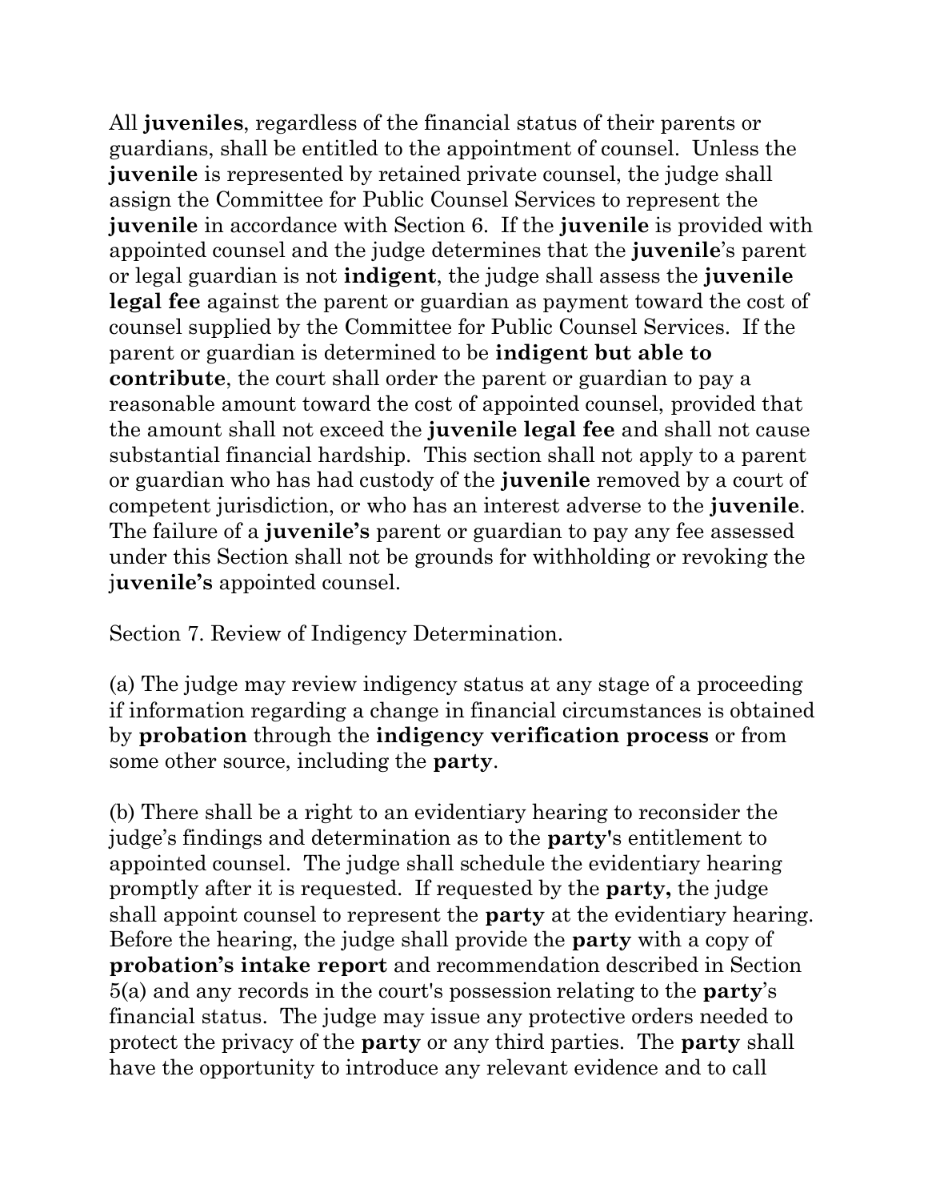All **juveniles**, regardless of the financial status of their parents or guardians, shall be entitled to the appointment of counsel. Unless the **juvenile** is represented by retained private counsel, the judge shall assign the Committee for Public Counsel Services to represent the **juvenile** in accordance with Section 6. If the **juvenile** is provided with appointed counsel and the judge determines that the **juvenile**'s parent or legal guardian is not **indigent**, the judge shall assess the **juvenile legal fee** against the parent or guardian as payment toward the cost of counsel supplied by the Committee for Public Counsel Services. If the parent or guardian is determined to be **indigent but able to contribute**, the court shall order the parent or guardian to pay a reasonable amount toward the cost of appointed counsel, provided that the amount shall not exceed the **juvenile legal fee** and shall not cause substantial financial hardship. This section shall not apply to a parent or guardian who has had custody of the **juvenile** removed by a court of competent jurisdiction, or who has an interest adverse to the **juvenile**. The failure of a **juvenile's** parent or guardian to pay any fee assessed under this Section shall not be grounds for withholding or revoking the **juvenile's** appointed counsel.

Section 7. Review of Indigency Determination.

(a) The judge may review indigency status at any stage of a proceeding if information regarding a change in financial circumstances is obtained by **probation** through the **indigency verification process** or from some other source, including the **party**.

(b) There shall be a right to an evidentiary hearing to reconsider the judge's findings and determination as to the **party'**s entitlement to appointed counsel. The judge shall schedule the evidentiary hearing promptly after it is requested. If requested by the **party,** the judge shall appoint counsel to represent the **party** at the evidentiary hearing. Before the hearing, the judge shall provide the **party** with a copy of **probation's intake report** and recommendation described in Section 5(a) and any records in the court's possession relating to the **party**'s financial status. The judge may issue any protective orders needed to protect the privacy of the **party** or any third parties. The **party** shall have the opportunity to introduce any relevant evidence and to call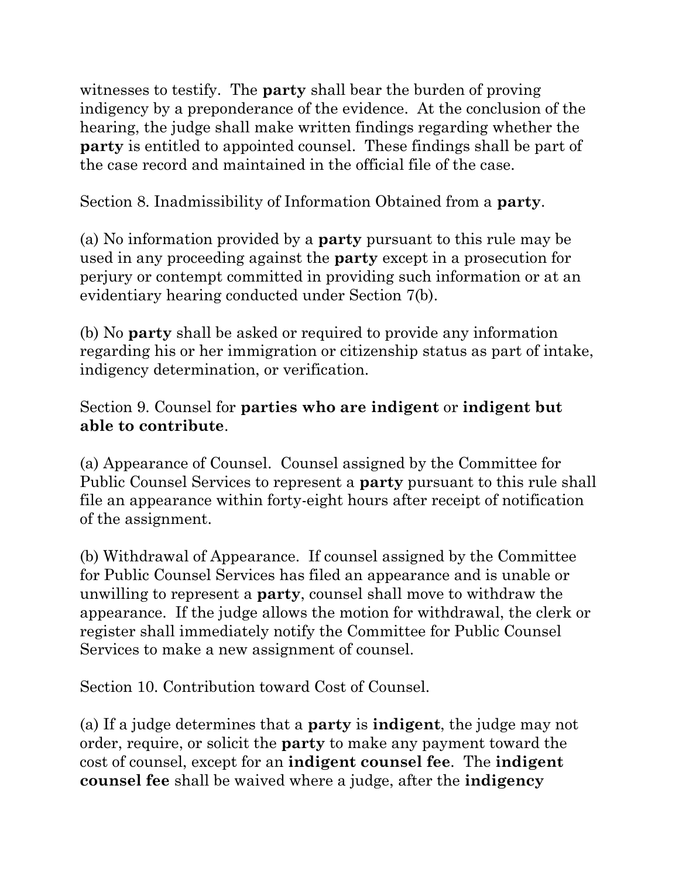witnesses to testify. The **party** shall bear the burden of proving indigency by a preponderance of the evidence. At the conclusion of the hearing, the judge shall make written findings regarding whether the **party** is entitled to appointed counsel. These findings shall be part of the case record and maintained in the official file of the case.

Section 8. Inadmissibility of Information Obtained from a **party**.

(a) No information provided by a **party** pursuant to this rule may be used in any proceeding against the **party** except in a prosecution for perjury or contempt committed in providing such information or at an evidentiary hearing conducted under Section 7(b).

(b) No **party** shall be asked or required to provide any information regarding his or her immigration or citizenship status as part of intake, indigency determination, or verification.

Section 9. Counsel for **parties who are indigent** or **indigent but able to contribute**.

(a) Appearance of Counsel. Counsel assigned by the Committee for Public Counsel Services to represent a **party** pursuant to this rule shall file an appearance within forty-eight hours after receipt of notification of the assignment.

(b) Withdrawal of Appearance. If counsel assigned by the Committee for Public Counsel Services has filed an appearance and is unable or unwilling to represent a **party**, counsel shall move to withdraw the appearance. If the judge allows the motion for withdrawal, the clerk or register shall immediately notify the Committee for Public Counsel Services to make a new assignment of counsel.

Section 10. Contribution toward Cost of Counsel.

(a) If a judge determines that a **party** is **indigent**, the judge may not order, require, or solicit the **party** to make any payment toward the cost of counsel, except for an **indigent counsel fee**. The **indigent counsel fee** shall be waived where a judge, after the **indigency**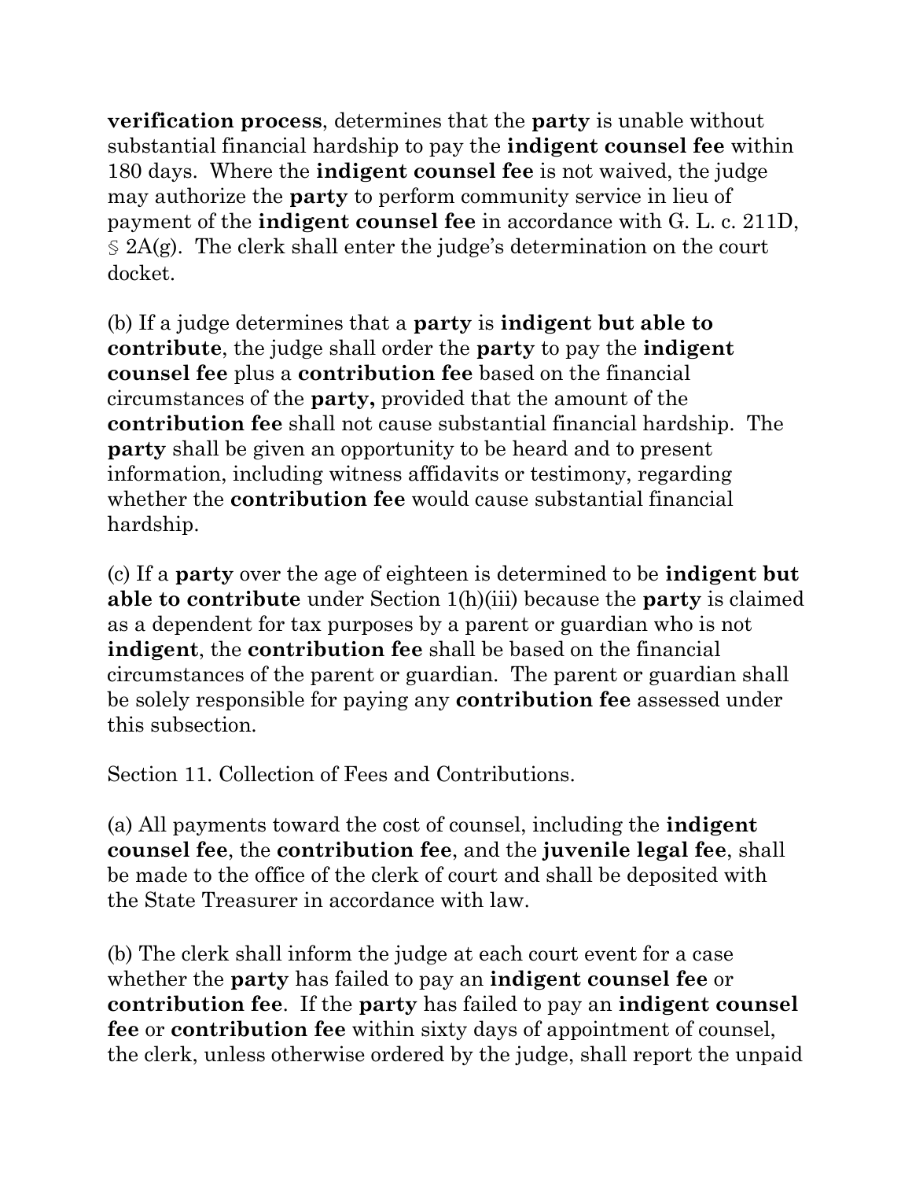**verification process**, determines that the **party** is unable without substantial financial hardship to pay the **indigent counsel fee** within 180 days. Where the **indigent counsel fee** is not waived, the judge may authorize the **party** to perform community service in lieu of payment of the **indigent counsel fee** in accordance with G. L. c. 211D, § 2A(g). The clerk shall enter the judge's determination on the court docket.

(b) If a judge determines that a **party** is **indigent but able to contribute**, the judge shall order the **party** to pay the **indigent counsel fee** plus a **contribution fee** based on the financial circumstances of the **party,** provided that the amount of the **contribution fee** shall not cause substantial financial hardship. The **party** shall be given an opportunity to be heard and to present information, including witness affidavits or testimony, regarding whether the **contribution fee** would cause substantial financial hardship.

(c) If a **party** over the age of eighteen is determined to be **indigent but able to contribute** under Section 1(h)(iii) because the **party** is claimed as a dependent for tax purposes by a parent or guardian who is not **indigent**, the **contribution fee** shall be based on the financial circumstances of the parent or guardian. The parent or guardian shall be solely responsible for paying any **contribution fee** assessed under this subsection.

Section 11. Collection of Fees and Contributions.

(a) All payments toward the cost of counsel, including the **indigent counsel fee**, the **contribution fee**, and the **juvenile legal fee**, shall be made to the office of the clerk of court and shall be deposited with the State Treasurer in accordance with law.

(b) The clerk shall inform the judge at each court event for a case whether the **party** has failed to pay an **indigent counsel fee** or **contribution fee**. If the **party** has failed to pay an **indigent counsel fee** or **contribution fee** within sixty days of appointment of counsel, the clerk, unless otherwise ordered by the judge, shall report the unpaid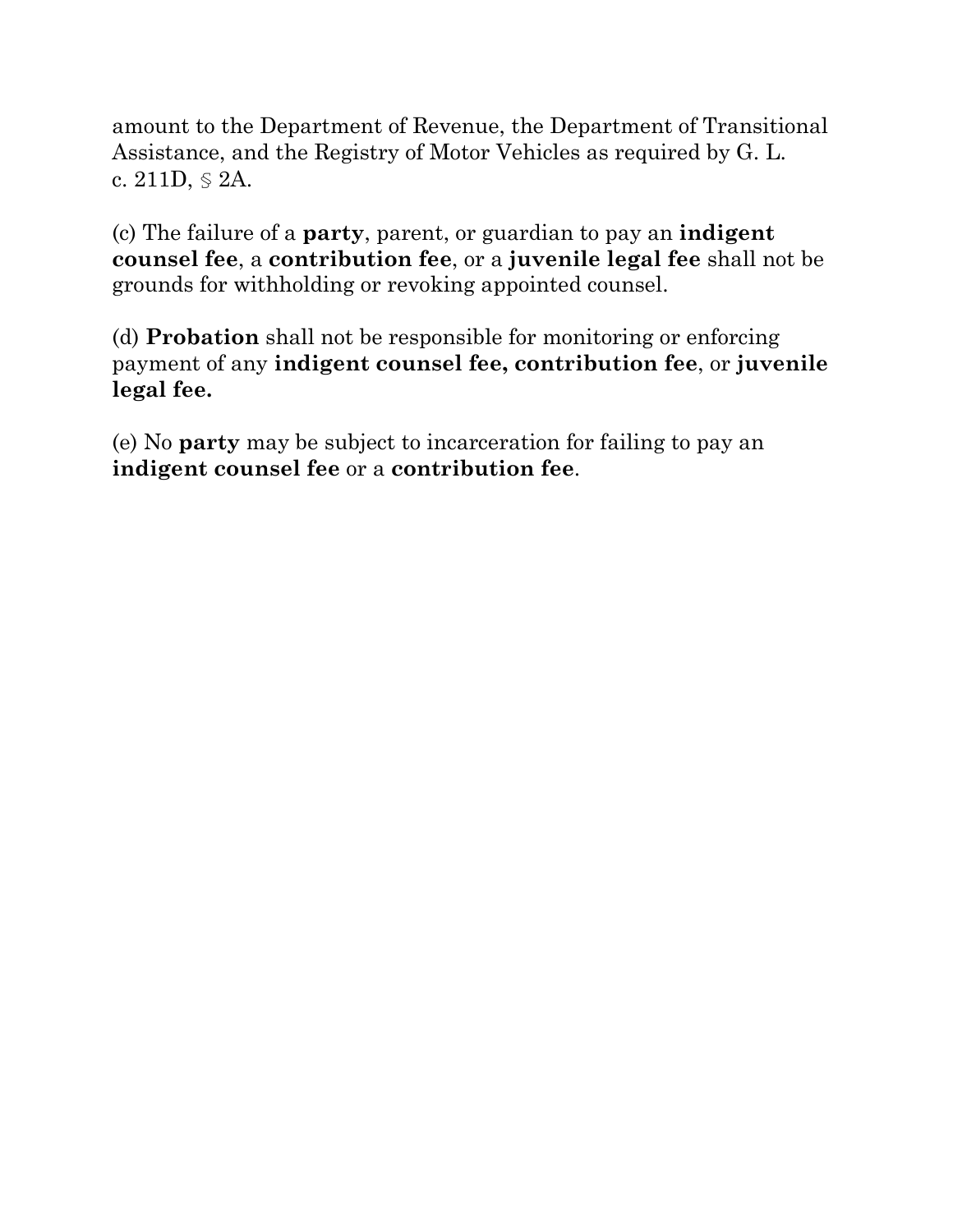amount to the Department of Revenue, the Department of Transitional Assistance, and the Registry of Motor Vehicles as required by G. L. c. 211D, § 2A.

(c) The failure of a **party**, parent, or guardian to pay an **indigent counsel fee**, a **contribution fee**, or a **juvenile legal fee** shall not be grounds for withholding or revoking appointed counsel.

(d) **Probation** shall not be responsible for monitoring or enforcing payment of any **indigent counsel fee, contribution fee**, or **juvenile legal fee.**

(e) No **party** may be subject to incarceration for failing to pay an **indigent counsel fee** or a **contribution fee**.